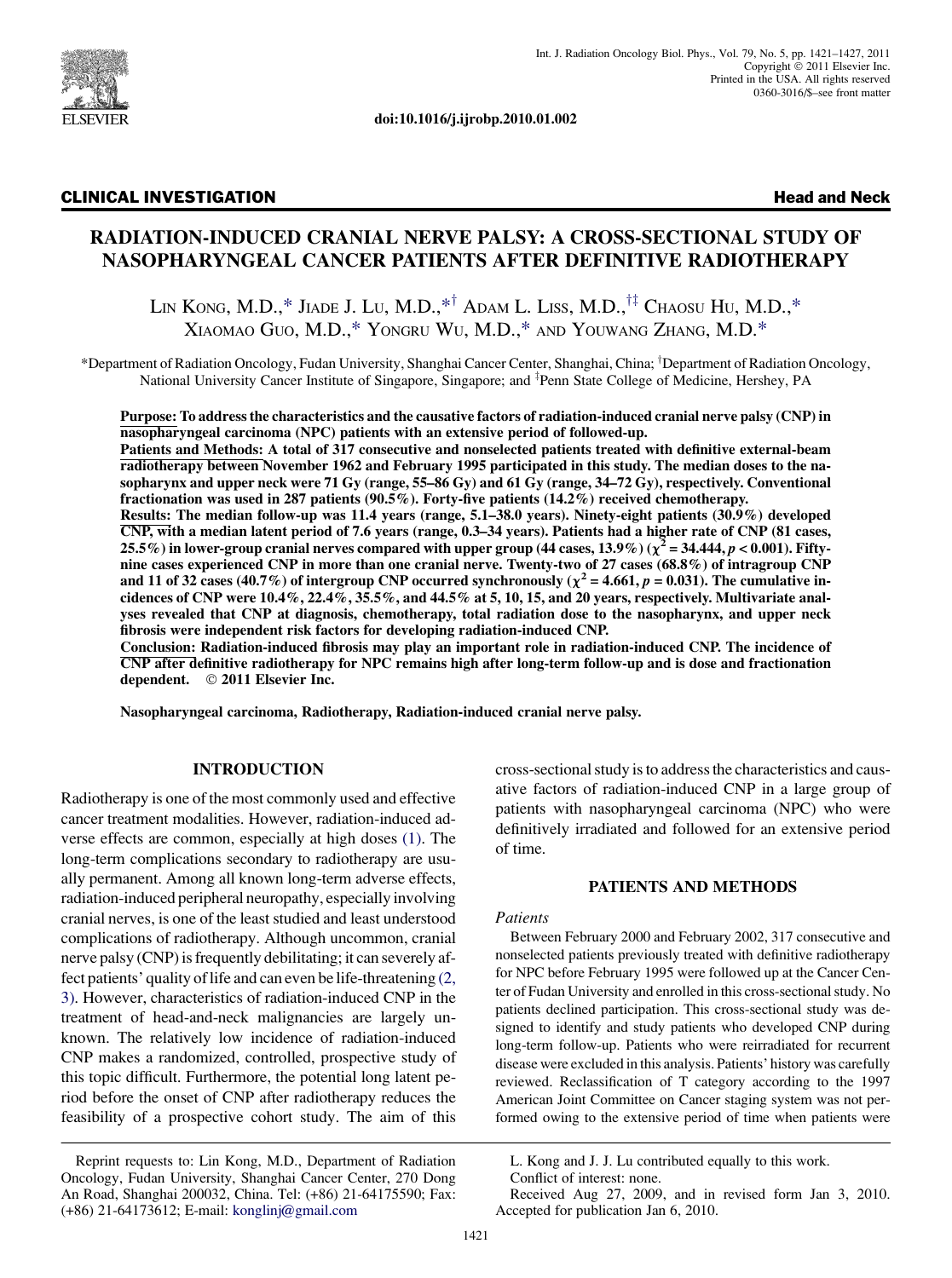doi:10.1016/j.ijrobp.2010.01.002

**CLINICAL INVESTIGATION** | **Head and Neck**

# RADIATION-INDUCED CRANIAL NERVE PALSY: A CROSS-SECTIONAL STUDY OF NASOPHARYNGEAL CANCER PATIENTS AFTER DEFINITIVE RADIOTHERAPY

Lin Kong, M.D.,* Jiade J. Lu, M.D.,*† Adam L. Liss, M.D.,†‡ Chaosu Hu, M.D.,* Xiaomao Guo, M.D.,* Yongru Wu, M.D.,* and Youwang Zhang, M.D.*

*Department of Radiation Oncology, Fudan University, Shanghai Cancer Center, Shanghai, China; †Department of Radiation Oncology, National University Cancer Institute of Singapore, Singapore; and ‡Penn State College of Medicine, Hershey, PA

**Purpose: To address the characteristics and the causative factors of radiation-induced cranial nerve palsy (CNP) in nasopharyngeal carcinoma (NPC) patients with an extensive period of followed-up.**

**Patients and Methods: A total of 317 consecutive and nonselected patients treated with definitive external-beam radiotherapy between November 1962 and February 1995 participated in this study. The median doses to the nasopharynx and upper neck were 71 Gy (range, 55–86 Gy) and 61 Gy (range, 34–72 Gy), respectively. Conventional fractionation was used in 287 patients (90.5%). Forty-five patients (14.2%) received chemotherapy.**

**Results: The median follow-up was 11.4 years (range, 5.1–38.0 years). Ninety-eight patients (30.9%) developed CNP, with a median latent period of 7.6 years (range, 0.3–34 years). Patients had a higher rate of CNP (81 cases, 25.5%) in lower-group cranial nerves compared with upper group (44 cases, 13.9%) ($\chi^2 = 34.444$, $p < 0.001$). Fifty-nine cases experienced CNP in more than one cranial nerve. Twenty-two of 27 cases (68.8%) of intragroup CNP and 11 of 32 cases (40.7%) of intergroup CNP occurred synchronously ($\chi^2 = 4.661$, $p = 0.031$). The cumulative incidences of CNP were 10.4%, 22.4%, 35.5%, and 44.5% at 5, 10, 15, and 20 years, respectively. Multivariate analyses revealed that CNP at diagnosis, chemotherapy, total radiation dose to the nasopharynx, and upper neck fibrosis were independent risk factors for developing radiation-induced CNP.**

**Conclusion: Radiation-induced fibrosis may play an important role in radiation-induced CNP. The incidence of CNP after definitive radiotherapy for NPC remains high after long-term follow-up and is dose and fractionation dependent. © 2011 Elsevier Inc.**

**Nasopharyngeal carcinoma, Radiotherapy, Radiation-induced cranial nerve palsy.**

## INTRODUCTION

Radiotherapy is one of the most commonly used and effective cancer treatment modalities. However, radiation-induced adverse effects are common, especially at high doses (1). The long-term complications secondary to radiotherapy are usually permanent. Among all known long-term adverse effects, radiation-induced peripheral neuropathy, especially involving cranial nerves, is one of the least studied and least understood complications of radiotherapy. Although uncommon, cranial nerve palsy (CNP) is frequently debilitating; it can severely affect patients' quality of life and can even be life-threatening (2, 3). However, characteristics of radiation-induced CNP in the treatment of head-and-neck malignancies are largely unknown. The relatively low incidence of radiation-induced CNP makes a randomized, controlled, prospective study of this topic difficult. Furthermore, the potential long latent period before the onset of CNP after radiotherapy reduces the feasibility of a prospective cohort study. The aim of this cross-sectional study is to address the characteristics and causative factors of radiation-induced CNP in a large group of patients with nasopharyngeal carcinoma (NPC) who were definitively irradiated and followed for an extensive period of time.

## PATIENTS AND METHODS

### Patients

Between February 2000 and February 2002, 317 consecutive and nonselected patients previously treated with definitive radiotherapy for NPC before February 1995 were followed up at the Cancer Center of Fudan University and enrolled in this cross-sectional study. No patients declined participation. This cross-sectional study was designed to identify and study patients who developed CNP during long-term follow-up. Patients who were reirradiated for recurrent disease were excluded in this analysis. Patients' history was carefully reviewed. Reclassification of T category according to the 1997 American Joint Committee on Cancer staging system was not performed owing to the extensive period of time when patients were

Reprint requests to: Lin Kong, M.D., Department of Radiation Oncology, Fudan University, Shanghai Cancer Center, 270 Dong An Road, Shanghai 200032, China. Tel: (+86) 21-64175590; Fax: (+86) 21-64173612; E-mail: konglinj@gmail.com

L. Kong and J. J. Lu contributed equally to this work.

Conflict of interest: none.

Received Aug 27, 2009, and in revised form Jan 3, 2010. Accepted for publication Jan 6, 2010.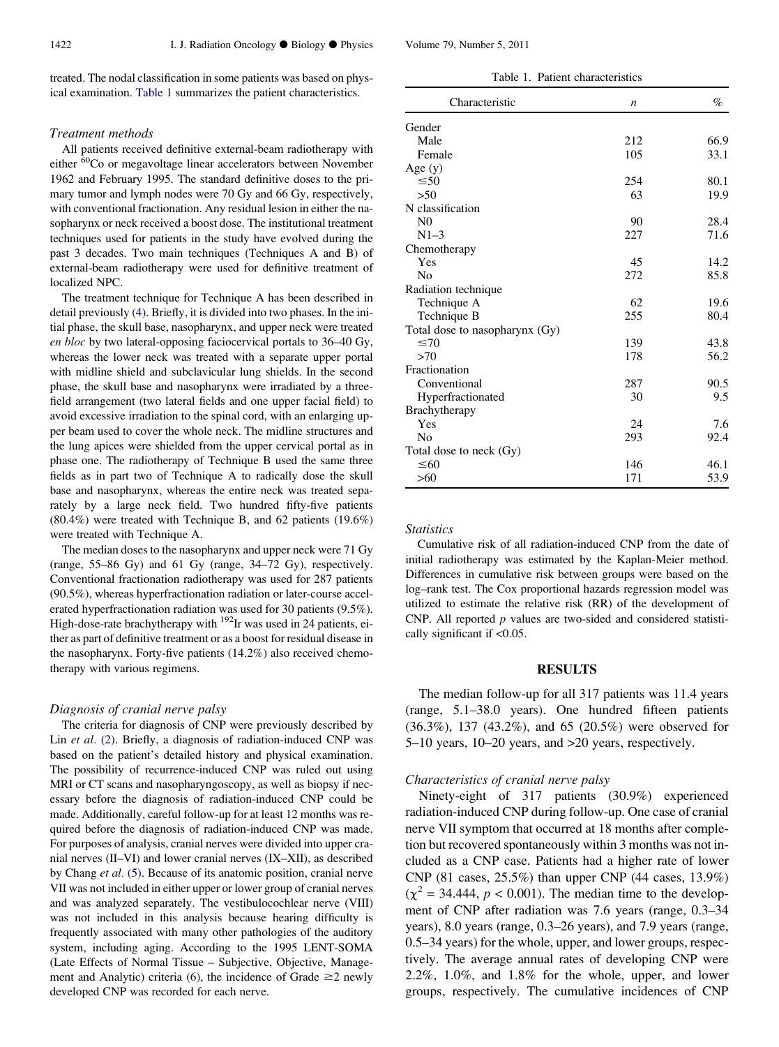treated. The nodal classification in some patients was based on physical examination. Table 1 summarizes the patient characteristics.

### Treatment methods

All patients received definitive external-beam radiotherapy with either $^{60}$Co or megavoltage linear accelerators between November 1962 and February 1995. The standard definitive doses to the primary tumor and lymph nodes were 70 Gy and 66 Gy, respectively, with conventional fractionation. Any residual lesion in either the nasopharynx or neck received a boost dose. The institutional treatment techniques used for patients in the study have evolved during the past 3 decades. Two main techniques (Techniques A and B) of external-beam radiotherapy were used for definitive treatment of localized NPC.

The treatment technique for Technique A has been described in detail previously (4). Briefly, it is divided into two phases. In the initial phase, the skull base, nasopharynx, and upper neck were treated *en bloc* by two lateral-opposing faciocervical portals to 36–40 Gy, whereas the lower neck was treated with a separate upper portal with midline shield and subclavicular lung shields. In the second phase, the skull base and nasopharynx were irradiated by a three-field arrangement (two lateral fields and one upper facial field) to avoid excessive irradiation to the spinal cord, with an enlarging upper beam used to cover the whole neck. The midline structures and the lung apices were shielded from the upper cervical portal as in phase one. The radiotherapy of Technique B used the same three fields as in part two of Technique A to radically dose the skull base and nasopharynx, whereas the entire neck was treated separately by a large neck field. Two hundred fifty-five patients (80.4%) were treated with Technique B, and 62 patients (19.6%) were treated with Technique A.

The median doses to the nasopharynx and upper neck were 71 Gy (range, 55–86 Gy) and 61 Gy (range, 34–72 Gy), respectively. Conventional fractionation radiotherapy was used for 287 patients (90.5%), whereas hyperfractionation radiation or later-course accelerated hyperfractionation radiation was used for 30 patients (9.5%). High-dose-rate brachytherapy with $^{192}$Ir was used in 24 patients, either as part of definitive treatment or as a boost for residual disease in the nasopharynx. Forty-five patients (14.2%) also received chemotherapy with various regimens.

### Diagnosis of cranial nerve palsy

The criteria for diagnosis of CNP were previously described by Lin *et al.* (2). Briefly, a diagnosis of radiation-induced CNP was based on the patient's detailed history and physical examination. The possibility of recurrence-induced CNP was ruled out using MRI or CT scans and nasopharyngoscopy, as well as biopsy if necessary before the diagnosis of radiation-induced CNP could be made. Additionally, careful follow-up for at least 12 months was required before the diagnosis of radiation-induced CNP was made. For purposes of analysis, cranial nerves were divided into upper cranial nerves (II–VI) and lower cranial nerves (IX–XII), as described by Chang *et al.* (5). Because of its anatomic position, cranial nerve VII was not included in either upper or lower group of cranial nerves and was analyzed separately. The vestibulocochlear nerve (VIII) was not included in this analysis because hearing difficulty is frequently associated with many other pathologies of the auditory system, including aging. According to the 1995 LENT-SOMA (Late Effects of Normal Tissue – Subjective, Objective, Management and Analytic) criteria (6), the incidence of Grade ≥2 newly developed CNP was recorded for each nerve.

Table 1. Patient characteristics

| Characteristic | $n$ | % |
|---|---|---|
| Gender | | |
| Male | 212 | 66.9 |
| Female | 105 | 33.1 |
| Age (y) | | |
| ≤50 | 254 | 80.1 |
| >50 | 63 | 19.9 |
| N classification | | |
| N0 | 90 | 28.4 |
| N1–3 | 227 | 71.6 |
| Chemotherapy | | |
| Yes | 45 | 14.2 |
| No | 272 | 85.8 |
| Radiation technique | | |
| Technique A | 62 | 19.6 |
| Technique B | 255 | 80.4 |
| Total dose to nasopharynx (Gy) | | |
| ≤70 | 139 | 43.8 |
| >70 | 178 | 56.2 |
| Fractionation | | |
| Conventional | 287 | 90.5 |
| Hyperfractionated | 30 | 9.5 |
| Brachytherapy | | |
| Yes | 24 | 7.6 |
| No | 293 | 92.4 |
| Total dose to neck (Gy) | | |
| ≤60 | 146 | 46.1 |
| >60 | 171 | 53.9 |

### Statistics

Cumulative risk of all radiation-induced CNP from the date of initial radiotherapy was estimated by the Kaplan-Meier method. Differences in cumulative risk between groups were based on the log–rank test. The Cox proportional hazards regression model was utilized to estimate the relative risk (RR) of the development of CNP. All reported $p$ values are two-sided and considered statistically significant if <0.05.

## RESULTS

The median follow-up for all 317 patients was 11.4 years (range, 5.1–38.0 years). One hundred fifteen patients (36.3%), 137 (43.2%), and 65 (20.5%) were observed for 5–10 years, 10–20 years, and >20 years, respectively.

### Characteristics of cranial nerve palsy

Ninety-eight of 317 patients (30.9%) experienced radiation-induced CNP during follow-up. One case of cranial nerve VII symptom that occurred at 18 months after completion but recovered spontaneously within 3 months was not included as a CNP case. Patients had a higher rate of lower CNP (81 cases, 25.5%) than upper CNP (44 cases, 13.9%) ($\chi^2 = 34.444$, $p < 0.001$). The median time to the development of CNP after radiation was 7.6 years (range, 0.3–34 years), 8.0 years (range, 0.3–26 years), and 7.9 years (range, 0.5–34 years) for the whole, upper, and lower groups, respectively. The average annual rates of developing CNP were 2.2%, 1.0%, and 1.8% for the whole, upper, and lower groups, respectively. The cumulative incidences of CNP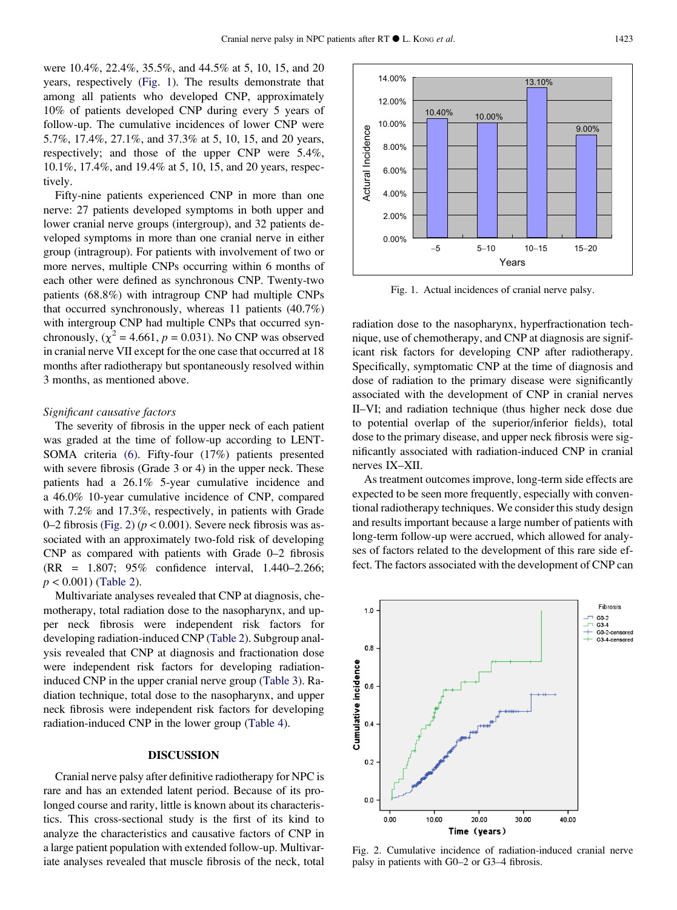were 10.4%, 22.4%, 35.5%, and 44.5% at 5, 10, 15, and 20 years, respectively (Fig. 1). The results demonstrate that among all patients who developed CNP, approximately 10% of patients developed CNP during every 5 years of follow-up. The cumulative incidences of lower CNP were 5.7%, 17.4%, 27.1%, and 37.3% at 5, 10, 15, and 20 years, respectively; and those of the upper CNP were 5.4%, 10.1%, 17.4%, and 19.4% at 5, 10, 15, and 20 years, respectively.

Fifty-nine patients experienced CNP in more than one nerve: 27 patients developed symptoms in both upper and lower cranial nerve groups (intergroup), and 32 patients developed symptoms in more than one cranial nerve in either group (intragroup). For patients with involvement of two or more nerves, multiple CNPs occurring within 6 months of each other were defined as synchronous CNP. Twenty-two patients (68.8%) with intragroup CNP had multiple CNPs that occurred synchronously, whereas 11 patients (40.7%) with intergroup CNP had multiple CNPs that occurred synchronously, ($\chi^2 = 4.661$, $p = 0.031$). No CNP was observed in cranial nerve VII except for the one case that occurred at 18 months after radiotherapy but spontaneously resolved within 3 months, as mentioned above.

*Significant causative factors*

The severity of fibrosis in the upper neck of each patient was graded at the time of follow-up according to LENT-SOMA criteria (6). Fifty-four (17%) patients presented with severe fibrosis (Grade 3 or 4) in the upper neck. These patients had a 26.1% 5-year cumulative incidence and a 46.0% 10-year cumulative incidence of CNP, compared with 7.2% and 17.3%, respectively, in patients with Grade 0–2 fibrosis (Fig. 2) ($p < 0.001$). Severe neck fibrosis was associated with an approximately two-fold risk of developing CNP as compared with patients with Grade 0–2 fibrosis (RR = 1.807; 95% confidence interval, 1.440–2.266; $p < 0.001$) (Table 2).

Multivariate analyses revealed that CNP at diagnosis, chemotherapy, total radiation dose to the nasopharynx, and upper neck fibrosis were independent risk factors for developing radiation-induced CNP (Table 2). Subgroup analysis revealed that CNP at diagnosis and fractionation dose were independent risk factors for developing radiation-induced CNP in the upper cranial nerve group (Table 3). Radiation technique, total dose to the nasopharynx, and upper neck fibrosis were independent risk factors for developing radiation-induced CNP in the lower group (Table 4).

## DISCUSSION

Cranial nerve palsy after definitive radiotherapy for NPC is rare and has an extended latent period. Because of its prolonged course and rarity, little is known about its characteristics. This cross-sectional study is the first of its kind to analyze the characteristics and causative factors of CNP in a large patient population with extended follow-up. Multivariate analyses revealed that muscle fibrosis of the neck, total radiation dose to the nasopharynx, hyperfractionation technique, use of chemotherapy, and CNP at diagnosis are significant risk factors for developing CNP after radiotherapy. Specifically, symptomatic CNP at the time of diagnosis and dose of radiation to the primary disease were significantly associated with the development of CNP in cranial nerves II–VI; and radiation technique (thus higher neck dose due to potential overlap of the superior/inferior fields), total dose to the primary disease, and upper neck fibrosis were significantly associated with radiation-induced CNP in cranial nerves IX–XII.

As treatment outcomes improve, long-term side effects are expected to be seen more frequently, especially with conventional radiotherapy techniques. We consider this study design and results important because a large number of patients with long-term follow-up were accrued, which allowed for analyses of factors related to the development of this rare side effect. The factors associated with the development of CNP can

Fig. 1. Actual incidences of cranial nerve palsy.

Fig. 2. Cumulative incidence of radiation-induced cranial nerve palsy in patients with G0–2 or G3–4 fibrosis.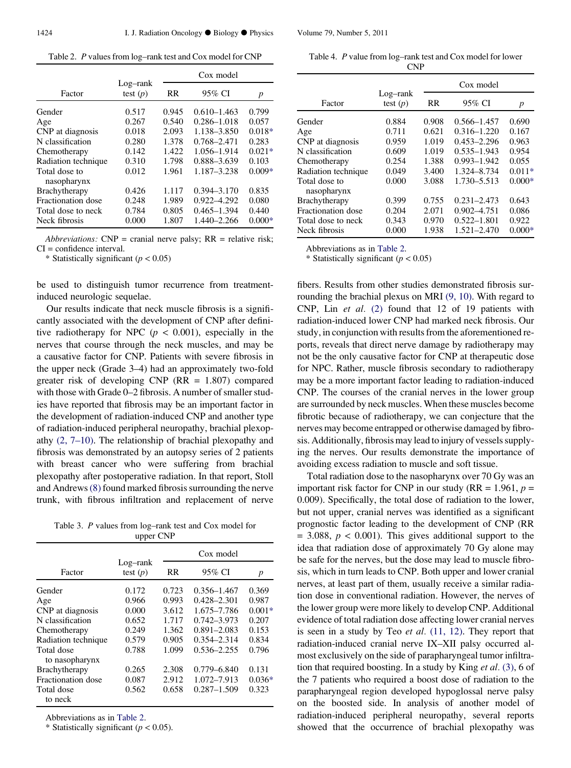Table 2. *P* values from log–rank test and Cox model for CNP

| Factor | Log–rank test (*p*) | Cox model | | |
|---|---|---|---|---|
| | | RR | 95% CI | *p* |
| Gender | 0.517 | 0.945 | 0.610–1.463 | 0.799 |
| Age | 0.267 | 0.540 | 0.286–1.018 | 0.057 |
| CNP at diagnosis | 0.018 | 2.093 | 1.138–3.850 | 0.018* |
| N classification | 0.280 | 1.378 | 0.768–2.471 | 0.283 |
| Chemotherapy | 0.142 | 1.422 | 1.056–1.914 | 0.021* |
| Radiation technique | 0.310 | 1.798 | 0.888–3.639 | 0.103 |
| Total dose to nasopharynx | 0.012 | 1.961 | 1.187–3.238 | 0.009* |
| Brachytherapy | 0.426 | 1.117 | 0.394–3.170 | 0.835 |
| Fractionation dose | 0.248 | 1.989 | 0.922–4.292 | 0.080 |
| Total dose to neck | 0.784 | 0.805 | 0.465–1.394 | 0.440 |
| Neck fibrosis | 0.000 | 1.807 | 1.440–2.266 | 0.000* |

*Abbreviations:* CNP = cranial nerve palsy; RR = relative risk; CI = confidence interval.

\* Statistically significant ($p < 0.05$)

be used to distinguish tumor recurrence from treatment-induced neurologic sequelae.

Our results indicate that neck muscle fibrosis is a significantly associated with the development of CNP after definitive radiotherapy for NPC ($p < 0.001$), especially in the nerves that course through the neck muscles, and may be a causative factor for CNP. Patients with severe fibrosis in the upper neck (Grade 3–4) had an approximately two-fold greater risk of developing CNP (RR = 1.807) compared with those with Grade 0–2 fibrosis. A number of smaller studies have reported that fibrosis may be an important factor in the development of radiation-induced CNP and another type of radiation-induced peripheral neuropathy, brachial plexopathy (2, 7–10). The relationship of brachial plexopathy and fibrosis was demonstrated by an autopsy series of 2 patients with breast cancer who were suffering from brachial plexopathy after postoperative radiation. In that report, Stoll and Andrews (8) found marked fibrosis surrounding the nerve trunk, with fibrous infiltration and replacement of nerve fibers. Results from other studies demonstrated fibrosis surrounding the brachial plexus on MRI (9, 10). With regard to CNP, Lin *et al.* (2) found that 12 of 19 patients with radiation-induced lower CNP had marked neck fibrosis. Our study, in conjunction with results from the aforementioned reports, reveals that direct nerve damage by radiotherapy may not be the only causative factor for CNP at therapeutic dose for NPC. Rather, muscle fibrosis secondary to radiotherapy may be a more important factor leading to radiation-induced CNP. The courses of the cranial nerves in the lower group are surrounded by neck muscles. When these muscles become fibrotic because of radiotherapy, we can conjecture that the nerves may become entrapped or otherwise damaged by fibrosis. Additionally, fibrosis may lead to injury of vessels supplying the nerves. Our results demonstrate the importance of avoiding excess radiation to muscle and soft tissue.

Table 3. *P* values from log–rank test and Cox model for upper CNP

| Factor | Log–rank test (*p*) | Cox model | | |
|---|---|---|---|---|
| | | RR | 95% CI | *p* |
| Gender | 0.172 | 0.723 | 0.356–1.467 | 0.369 |
| Age | 0.966 | 0.993 | 0.428–2.301 | 0.987 |
| CNP at diagnosis | 0.000 | 3.612 | 1.675–7.786 | 0.001* |
| N classification | 0.652 | 1.717 | 0.742–3.973 | 0.207 |
| Chemotherapy | 0.249 | 1.362 | 0.891–2.083 | 0.153 |
| Radiation technique | 0.579 | 0.905 | 0.354–2.314 | 0.834 |
| Total dose to nasopharynx | 0.788 | 1.099 | 0.536–2.255 | 0.796 |
| Brachytherapy | 0.265 | 2.308 | 0.779–6.840 | 0.131 |
| Fractionation dose | 0.087 | 2.912 | 1.072–7.913 | 0.036* |
| Total dose to neck | 0.562 | 0.658 | 0.287–1.509 | 0.323 |

Abbreviations as in Table 2.

\* Statistically significant ($p < 0.05$).

Table 4. *P* value from log–rank test and Cox model for lower CNP

| Factor | Log–rank test (*p*) | Cox model | | |
|---|---|---|---|---|
| | | RR | 95% CI | *p* |
| Gender | 0.884 | 0.908 | 0.566–1.457 | 0.690 |
| Age | 0.711 | 0.621 | 0.316–1.220 | 0.167 |
| CNP at diagnosis | 0.959 | 1.019 | 0.453–2.296 | 0.963 |
| N classification | 0.609 | 1.019 | 0.535–1.943 | 0.954 |
| Chemotherapy | 0.254 | 1.388 | 0.993–1.942 | 0.055 |
| Radiation technique | 0.049 | 3.400 | 1.324–8.734 | 0.011* |
| Total dose to nasopharynx | 0.000 | 3.088 | 1.730–5.513 | 0.000* |
| Brachytherapy | 0.399 | 0.755 | 0.231–2.473 | 0.643 |
| Fractionation dose | 0.204 | 2.071 | 0.902–4.751 | 0.086 |
| Total dose to neck | 0.343 | 0.970 | 0.522–1.801 | 0.922 |
| Neck fibrosis | 0.000 | 1.938 | 1.521–2.470 | 0.000* |

Abbreviations as in Table 2.

\* Statistically significant ($p < 0.05$)

Total radiation dose to the nasopharynx over 70 Gy was an important risk factor for CNP in our study (RR = 1.961, $p$ = 0.009). Specifically, the total dose of radiation to the lower, but not upper, cranial nerves was identified as a significant prognostic factor leading to the development of CNP (RR = 3.088, $p < 0.001$). This gives additional support to the idea that radiation dose of approximately 70 Gy alone may be safe for the nerves, but the dose may lead to muscle fibrosis, which in turn leads to CNP. Both upper and lower cranial nerves, at least part of them, usually receive a similar radiation dose in conventional radiation. However, the nerves of the lower group were more likely to develop CNP. Additional evidence of total radiation dose affecting lower cranial nerves is seen in a study by Teo *et al.* (11, 12). They report that radiation-induced cranial nerve IX–XII palsy occurred almost exclusively on the side of parapharyngeal tumor infiltration that required boosting. In a study by King *et al.* (3), 6 of the 7 patients who required a boost dose of radiation to the parapharyngeal region developed hypoglossal nerve palsy on the boosted side. In analysis of another model of radiation-induced peripheral neuropathy, several reports showed that the occurrence of brachial plexopathy was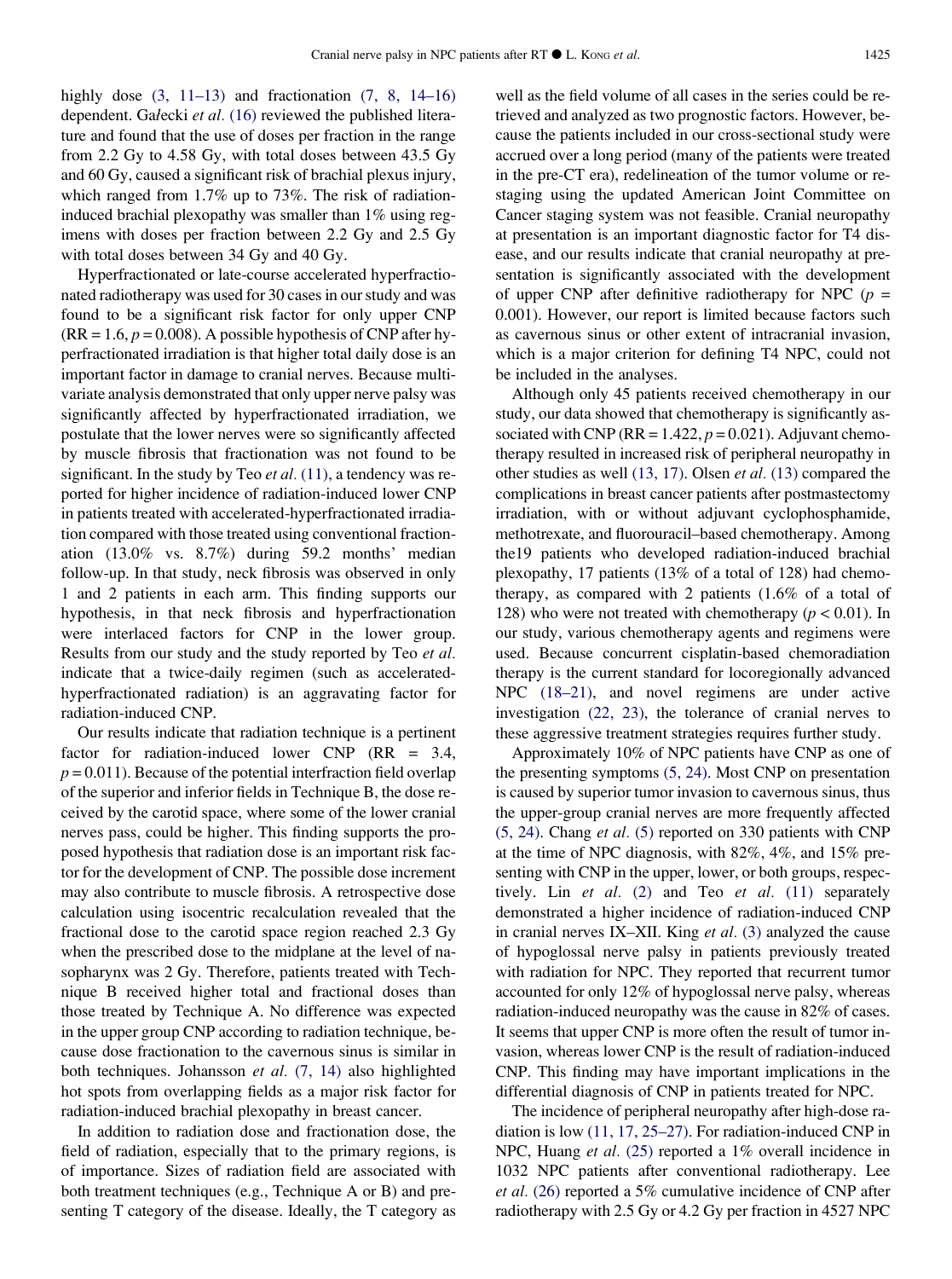highly dose (3, 11–13) and fractionation (7, 8, 14–16) dependent. Gałecki *et al.* (16) reviewed the published literature and found that the use of doses per fraction in the range from 2.2 Gy to 4.58 Gy, with total doses between 43.5 Gy and 60 Gy, caused a significant risk of brachial plexus injury, which ranged from 1.7% up to 73%. The risk of radiation-induced brachial plexopathy was smaller than 1% using regimens with doses per fraction between 2.2 Gy and 2.5 Gy with total doses between 34 Gy and 40 Gy.

Hyperfractionated or late-course accelerated hyperfractionated radiotherapy was used for 30 cases in our study and was found to be a significant risk factor for only upper CNP (RR = 1.6, $p = 0.008$). A possible hypothesis of CNP after hyperfractionated irradiation is that higher total daily dose is an important factor in damage to cranial nerves. Because multivariate analysis demonstrated that only upper nerve palsy was significantly affected by hyperfractionated irradiation, we postulate that the lower nerves were so significantly affected by muscle fibrosis that fractionation was not found to be significant. In the study by Teo *et al.* (11), a tendency was reported for higher incidence of radiation-induced lower CNP in patients treated with accelerated-hyperfractionated irradiation compared with those treated using conventional fractionation (13.0% vs. 8.7%) during 59.2 months' median follow-up. In that study, neck fibrosis was observed in only 1 and 2 patients in each arm. This finding supports our hypothesis, in that neck fibrosis and hyperfractionation were interlaced factors for CNP in the lower group. Results from our study and the study reported by Teo *et al.* indicate that a twice-daily regimen (such as accelerated-hyperfractionated radiation) is an aggravating factor for radiation-induced CNP.

Our results indicate that radiation technique is a pertinent factor for radiation-induced lower CNP (RR = 3.4, $p = 0.011$). Because of the potential interfraction field overlap of the superior and inferior fields in Technique B, the dose received by the carotid space, where some of the lower cranial nerves pass, could be higher. This finding supports the proposed hypothesis that radiation dose is an important risk factor for the development of CNP. The possible dose increment may also contribute to muscle fibrosis. A retrospective dose calculation using isocentric recalculation revealed that the fractional dose to the carotid space region reached 2.3 Gy when the prescribed dose to the midplane at the level of nasopharynx was 2 Gy. Therefore, patients treated with Technique B received higher total and fractional doses than those treated by Technique A. No difference was expected in the upper group CNP according to radiation technique, because dose fractionation to the cavernous sinus is similar in both techniques. Johansson *et al.* (7, 14) also highlighted hot spots from overlapping fields as a major risk factor for radiation-induced brachial plexopathy in breast cancer.

In addition to radiation dose and fractionation dose, the field of radiation, especially that to the primary regions, is of importance. Sizes of radiation field are associated with both treatment techniques (e.g., Technique A or B) and presenting T category of the disease. Ideally, the T category as well as the field volume of all cases in the series could be retrieved and analyzed as two prognostic factors. However, because the patients included in our cross-sectional study were accrued over a long period (many of the patients were treated in the pre-CT era), redelineation of the tumor volume or restaging using the updated American Joint Committee on Cancer staging system was not feasible. Cranial neuropathy at presentation is an important diagnostic factor for T4 disease, and our results indicate that cranial neuropathy at presentation is significantly associated with the development of upper CNP after definitive radiotherapy for NPC ($p = 0.001$). However, our report is limited because factors such as cavernous sinus or other extent of intracranial invasion, which is a major criterion for defining T4 NPC, could not be included in the analyses.

Although only 45 patients received chemotherapy in our study, our data showed that chemotherapy is significantly associated with CNP (RR = 1.422, $p = 0.021$). Adjuvant chemotherapy resulted in increased risk of peripheral neuropathy in other studies as well (13, 17). Olsen *et al.* (13) compared the complications in breast cancer patients after postmastectomy irradiation, with or without adjuvant cyclophosphamide, methotrexate, and fluorouracil–based chemotherapy. Among the19 patients who developed radiation-induced brachial plexopathy, 17 patients (13% of a total of 128) had chemotherapy, as compared with 2 patients (1.6% of a total of 128) who were not treated with chemotherapy ($p < 0.01$). In our study, various chemotherapy agents and regimens were used. Because concurrent cisplatin-based chemoradiation therapy is the current standard for locoregionally advanced NPC (18–21), and novel regimens are under active investigation (22, 23), the tolerance of cranial nerves to these aggressive treatment strategies requires further study.

Approximately 10% of NPC patients have CNP as one of the presenting symptoms (5, 24). Most CNP on presentation is caused by superior tumor invasion to cavernous sinus, thus the upper-group cranial nerves are more frequently affected (5, 24). Chang *et al.* (5) reported on 330 patients with CNP at the time of NPC diagnosis, with 82%, 4%, and 15% presenting with CNP in the upper, lower, or both groups, respectively. Lin *et al.* (2) and Teo *et al.* (11) separately demonstrated a higher incidence of radiation-induced CNP in cranial nerves IX–XII. King *et al.* (3) analyzed the cause of hypoglossal nerve palsy in patients previously treated with radiation for NPC. They reported that recurrent tumor accounted for only 12% of hypoglossal nerve palsy, whereas radiation-induced neuropathy was the cause in 82% of cases. It seems that upper CNP is more often the result of tumor invasion, whereas lower CNP is the result of radiation-induced CNP. This finding may have important implications in the differential diagnosis of CNP in patients treated for NPC.

The incidence of peripheral neuropathy after high-dose radiation is low (11, 17, 25–27). For radiation-induced CNP in NPC, Huang *et al.* (25) reported a 1% overall incidence in 1032 NPC patients after conventional radiotherapy. Lee *et al.* (26) reported a 5% cumulative incidence of CNP after radiotherapy with 2.5 Gy or 4.2 Gy per fraction in 4527 NPC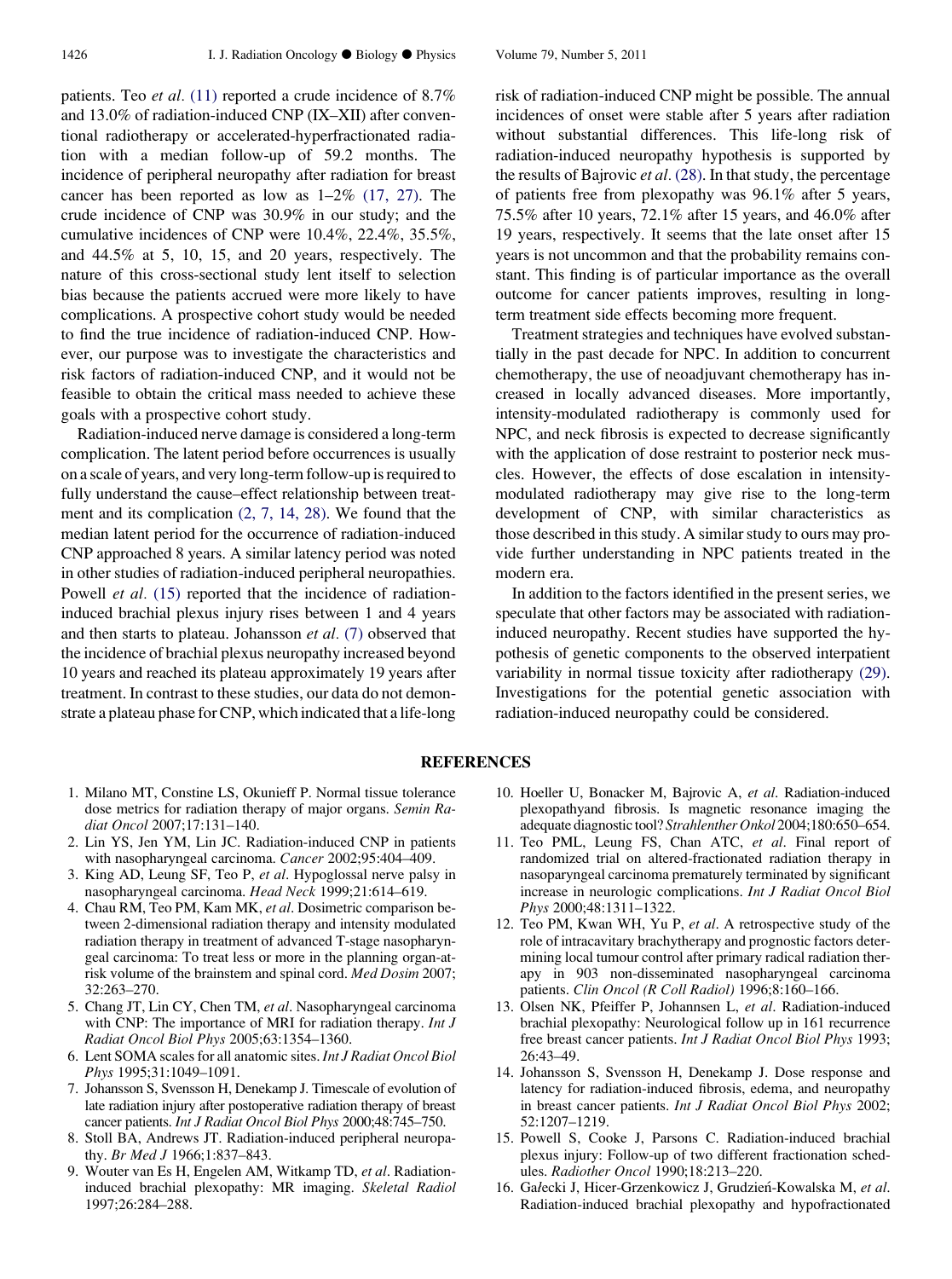patients. Teo *et al.* (11) reported a crude incidence of 8.7% and 13.0% of radiation-induced CNP (IX–XII) after conventional radiotherapy or accelerated-hyperfractionated radiation with a median follow-up of 59.2 months. The incidence of peripheral neuropathy after radiation for breast cancer has been reported as low as 1–2% (17, 27). The crude incidence of CNP was 30.9% in our study; and the cumulative incidences of CNP were 10.4%, 22.4%, 35.5%, and 44.5% at 5, 10, 15, and 20 years, respectively. The nature of this cross-sectional study lent itself to selection bias because the patients accrued were more likely to have complications. A prospective cohort study would be needed to find the true incidence of radiation-induced CNP. However, our purpose was to investigate the characteristics and risk factors of radiation-induced CNP, and it would not be feasible to obtain the critical mass needed to achieve these goals with a prospective cohort study.

Radiation-induced nerve damage is considered a long-term complication. The latent period before occurrences is usually on a scale of years, and very long-term follow-up is required to fully understand the cause–effect relationship between treatment and its complication (2, 7, 14, 28). We found that the median latent period for the occurrence of radiation-induced CNP approached 8 years. A similar latency period was noted in other studies of radiation-induced peripheral neuropathies. Powell *et al.* (15) reported that the incidence of radiation-induced brachial plexus injury rises between 1 and 4 years and then starts to plateau. Johansson *et al.* (7) observed that the incidence of brachial plexus neuropathy increased beyond 10 years and reached its plateau approximately 19 years after treatment. In contrast to these studies, our data do not demonstrate a plateau phase for CNP, which indicated that a life-long risk of radiation-induced CNP might be possible. The annual incidences of onset were stable after 5 years after radiation without substantial differences. This life-long risk of radiation-induced neuropathy hypothesis is supported by the results of Bajrovic *et al.* (28). In that study, the percentage of patients free from plexopathy was 96.1% after 5 years, 75.5% after 10 years, 72.1% after 15 years, and 46.0% after 19 years, respectively. It seems that the late onset after 15 years is not uncommon and that the probability remains constant. This finding is of particular importance as the overall outcome for cancer patients improves, resulting in long-term treatment side effects becoming more frequent.

Treatment strategies and techniques have evolved substantially in the past decade for NPC. In addition to concurrent chemotherapy, the use of neoadjuvant chemotherapy has increased in locally advanced diseases. More importantly, intensity-modulated radiotherapy is commonly used for NPC, and neck fibrosis is expected to decrease significantly with the application of dose restraint to posterior neck muscles. However, the effects of dose escalation in intensity-modulated radiotherapy may give rise to the long-term development of CNP, with similar characteristics as those described in this study. A similar study to ours may provide further understanding in NPC patients treated in the modern era.

In addition to the factors identified in the present series, we speculate that other factors may be associated with radiation-induced neuropathy. Recent studies have supported the hypothesis of genetic components to the observed interpatient variability in normal tissue toxicity after radiotherapy (29). Investigations for the potential genetic association with radiation-induced neuropathy could be considered.

## REFERENCES

1. Milano MT, Constine LS, Okunieff P. Normal tissue tolerance dose metrics for radiation therapy of major organs. *Semin Radiat Oncol* 2007;17:131–140.
2. Lin YS, Jen YM, Lin JC. Radiation-induced CNP in patients with nasopharyngeal carcinoma. *Cancer* 2002;95:404–409.
3. King AD, Leung SF, Teo P, *et al*. Hypoglossal nerve palsy in nasopharyngeal carcinoma. *Head Neck* 1999;21:614–619.
4. Chau RM, Teo PM, Kam MK, *et al*. Dosimetric comparison between 2-dimensional radiation therapy and intensity modulated radiation therapy in treatment of advanced T-stage nasopharyngeal carcinoma: To treat less or more in the planning organ-at-risk volume of the brainstem and spinal cord. *Med Dosim* 2007; 32:263–270.
5. Chang JT, Lin CY, Chen TM, *et al*. Nasopharyngeal carcinoma with CNP: The importance of MRI for radiation therapy. *Int J Radiat Oncol Biol Phys* 2005;63:1354–1360.
6. Lent SOMA scales for all anatomic sites. *Int J Radiat Oncol Biol Phys* 1995;31:1049–1091.
7. Johansson S, Svensson H, Denekamp J. Timescale of evolution of late radiation injury after postoperative radiation therapy of breast cancer patients. *Int J Radiat Oncol Biol Phys* 2000;48:745–750.
8. Stoll BA, Andrews JT. Radiation-induced peripheral neuropathy. *Br Med J* 1966;1:837–843.
9. Wouter van Es H, Engelen AM, Witkamp TD, *et al*. Radiation-induced brachial plexopathy: MR imaging. *Skeletal Radiol* 1997;26:284–288.
10. Hoeller U, Bonacker M, Bajrovic A, *et al*. Radiation-induced plexopathyand fibrosis. Is magnetic resonance imaging the adequate diagnostic tool? *Strahlenther Onkol* 2004;180:650–654.
11. Teo PML, Leung FS, Chan ATC, *et al*. Final report of randomized trial on altered-fractionated radiation therapy in nasoparyngeal carcinoma prematurely terminated by significant increase in neurologic complications. *Int J Radiat Oncol Biol Phys* 2000;48:1311–1322.
12. Teo PM, Kwan WH, Yu P, *et al*. A retrospective study of the role of intracavitary brachytherapy and prognostic factors determining local tumour control after primary radical radiation therapy in 903 non-disseminated nasopharyngeal carcinoma patients. *Clin Oncol (R Coll Radiol)* 1996;8:160–166.
13. Olsen NK, Pfeiffer P, Johannsen L, *et al*. Radiation-induced brachial plexopathy: Neurological follow up in 161 recurrence free breast cancer patients. *Int J Radiat Oncol Biol Phys* 1993; 26:43–49.
14. Johansson S, Svensson H, Denekamp J. Dose response and latency for radiation-induced fibrosis, edema, and neuropathy in breast cancer patients. *Int J Radiat Oncol Biol Phys* 2002; 52:1207–1219.
15. Powell S, Cooke J, Parsons C. Radiation-induced brachial plexus injury: Follow-up of two different fractionation schedules. *Radiother Oncol* 1990;18:213–220.
16. Gałecki J, Hicer-Grzenkowicz J, Grudzień-Kowalska M, *et al*. Radiation-induced brachial plexopathy and hypofractionated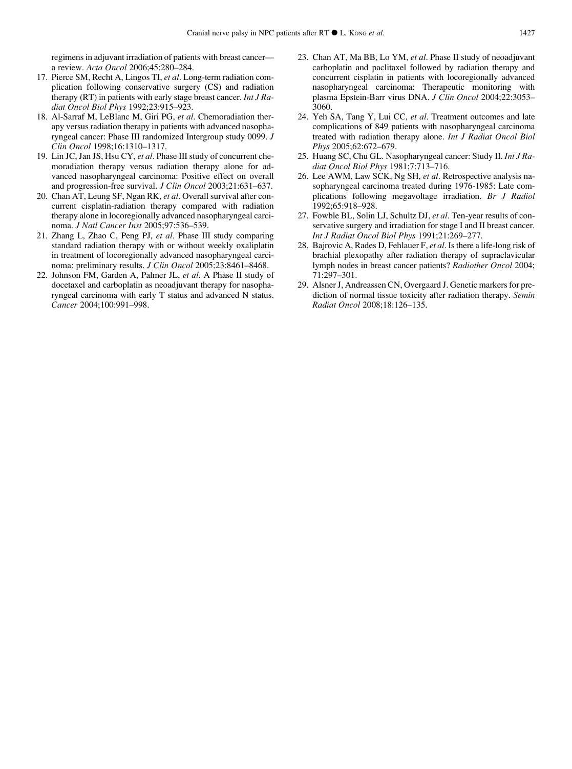regimens in adjuvant irradiation of patients with breast cancer—a review. *Acta Oncol* 2006;45:280–284.

17. Pierce SM, Recht A, Lingos TI, *et al*. Long-term radiation complication following conservative surgery (CS) and radiation therapy (RT) in patients with early stage breast cancer. *Int J Radiat Oncol Biol Phys* 1992;23:915–923.
18. Al-Sarraf M, LeBlanc M, Giri PG, *et al*. Chemoradiation therapy versus radiation therapy in patients with advanced nasopharyngeal cancer: Phase III randomized Intergroup study 0099. *J Clin Oncol* 1998;16:1310–1317.
19. Lin JC, Jan JS, Hsu CY, *et al*. Phase III study of concurrent chemoradiation therapy versus radiation therapy alone for advanced nasopharyngeal carcinoma: Positive effect on overall and progression-free survival. *J Clin Oncol* 2003;21:631–637.
20. Chan AT, Leung SF, Ngan RK, *et al*. Overall survival after concurrent cisplatin-radiation therapy compared with radiation therapy alone in locoregionally advanced nasopharyngeal carcinoma. *J Natl Cancer Inst* 2005;97:536–539.
21. Zhang L, Zhao C, Peng PJ, *et al*. Phase III study comparing standard radiation therapy with or without weekly oxaliplatin in treatment of locoregionally advanced nasopharyngeal carcinoma: preliminary results. *J Clin Oncol* 2005;23:8461–8468.
22. Johnson FM, Garden A, Palmer JL, *et al*. A Phase II study of docetaxel and carboplatin as neoadjuvant therapy for nasopharyngeal carcinoma with early T status and advanced N status. *Cancer* 2004;100:991–998.
23. Chan AT, Ma BB, Lo YM, *et al*. Phase II study of neoadjuvant carboplatin and paclitaxel followed by radiation therapy and concurrent cisplatin in patients with locoregionally advanced nasopharyngeal carcinoma: Therapeutic monitoring with plasma Epstein-Barr virus DNA. *J Clin Oncol* 2004;22:3053–3060.
24. Yeh SA, Tang Y, Lui CC, *et al*. Treatment outcomes and late complications of 849 patients with nasopharyngeal carcinoma treated with radiation therapy alone. *Int J Radiat Oncol Biol Phys* 2005;62:672–679.
25. Huang SC, Chu GL. Nasopharyngeal cancer: Study II. *Int J Radiat Oncol Biol Phys* 1981;7:713–716.
26. Lee AWM, Law SCK, Ng SH, *et al*. Retrospective analysis nasopharyngeal carcinoma treated during 1976-1985: Late complications following megavoltage irradiation. *Br J Radiol* 1992;65:918–928.
27. Fowble BL, Solin LJ, Schultz DJ, *et al*. Ten-year results of conservative surgery and irradiation for stage I and II breast cancer. *Int J Radiat Oncol Biol Phys* 1991;21:269–277.
28. Bajrovic A, Rades D, Fehlauer F, *et al*. Is there a life-long risk of brachial plexopathy after radiation therapy of supraclavicular lymph nodes in breast cancer patients? *Radiother Oncol* 2004;71:297–301.
29. Alsner J, Andreassen CN, Overgaard J. Genetic markers for prediction of normal tissue toxicity after radiation therapy. *Semin Radiat Oncol* 2008;18:126–135.